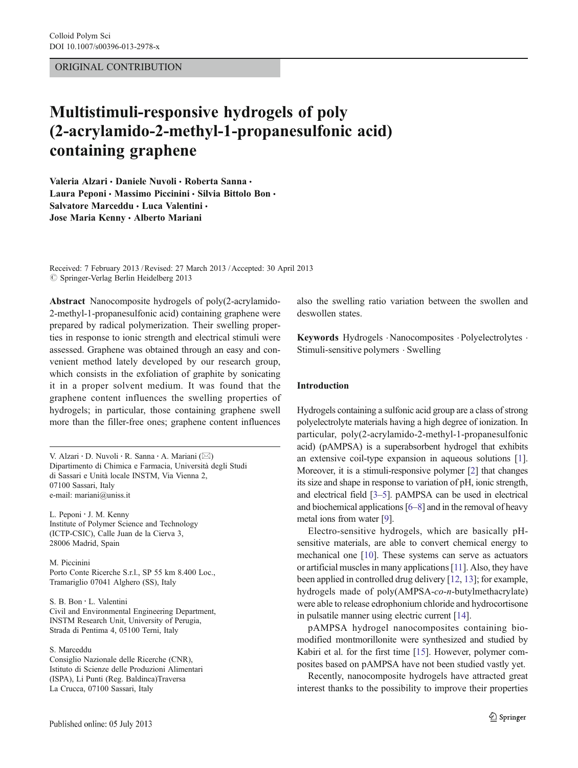ORIGINAL CONTRIBUTION

# Multistimuli-responsive hydrogels of poly (2-acrylamido-2-methyl-1-propanesulfonic acid) containing graphene

**Valeria Alzari · Daniele Nuvoli · Roberta Sanna · Laura Peponi · Massimo Piccinini · Silvia Bittolo Bon · Salvatore Marceddu · Luca Valentini · Jose Maria Kenny · Alberto Mariani**

Received: 7 February 2013 / Revised: 27 March 2013 / Accepted: 30 April 2013
© Springer-Verlag Berlin Heidelberg 2013

**Abstract** Nanocomposite hydrogels of poly(2-acrylamido-2-methyl-1-propanesulfonic acid) containing graphene were prepared by radical polymerization. Their swelling properties in response to ionic strength and electrical stimuli were assessed. Graphene was obtained through an easy and convenient method lately developed by our research group, which consists in the exfoliation of graphite by sonicating it in a proper solvent medium. It was found that the graphene content influences the swelling properties of hydrogels; in particular, those containing graphene swell more than the filler-free ones; graphene content influences also the swelling ratio variation between the swollen and deswollen states.

**Keywords** Hydrogels · Nanocomposites · Polyelectrolytes · Stimuli-sensitive polymers · Swelling

V. Alzari · D. Nuvoli · R. Sanna · A. Mariani (✉)
Dipartimento di Chimica e Farmacia, Università degli Studi di Sassari e Unità locale INSTM, Via Vienna 2, 07100 Sassari, Italy
e-mail: mariani@uniss.it

L. Peponi · J. M. Kenny
Institute of Polymer Science and Technology (ICTP-CSIC), Calle Juan de la Cierva 3, 28006 Madrid, Spain

M. Piccinini
Porto Conte Ricerche S.r.l., SP 55 km 8.400 Loc., Tramariglio 07041 Alghero (SS), Italy

S. B. Bon · L. Valentini
Civil and Environmental Engineering Department, INSTM Research Unit, University of Perugia, Strada di Pentima 4, 05100 Terni, Italy

S. Marceddu
Consiglio Nazionale delle Ricerche (CNR), Istituto di Scienze delle Produzioni Alimentari (ISPA), Li Punti (Reg. Baldinca)Traversa La Crucca, 07100 Sassari, Italy

## Introduction

Hydrogels containing a sulfonic acid group are a class of strong polyelectrolyte materials having a high degree of ionization. In particular, poly(2-acrylamido-2-methyl-1-propanesulfonic acid) (pAMPSA) is a superabsorbent hydrogel that exhibits an extensive coil-type expansion in aqueous solutions [1]. Moreover, it is a stimuli-responsive polymer [2] that changes its size and shape in response to variation of pH, ionic strength, and electrical field [3–5]. pAMPSA can be used in electrical and biochemical applications [6–8] and in the removal of heavy metal ions from water [9].

Electro-sensitive hydrogels, which are basically pH-sensitive materials, are able to convert chemical energy to mechanical one [10]. These systems can serve as actuators or artificial muscles in many applications [11]. Also, they have been applied in controlled drug delivery [12, 13]; for example, hydrogels made of poly(AMPSA-*co*-*n*-butylmethacrylate) were able to release edrophonium chloride and hydrocortisone in pulsatile manner using electric current [14].

pAMPSA hydrogel nanocomposites containing bio-modified montmorillonite were synthesized and studied by Kabiri et al. for the first time [15]. However, polymer composites based on pAMPSA have not been studied vastly yet.

Recently, nanocomposite hydrogels have attracted great interest thanks to the possibility to improve their properties

Published online: 05 July 2013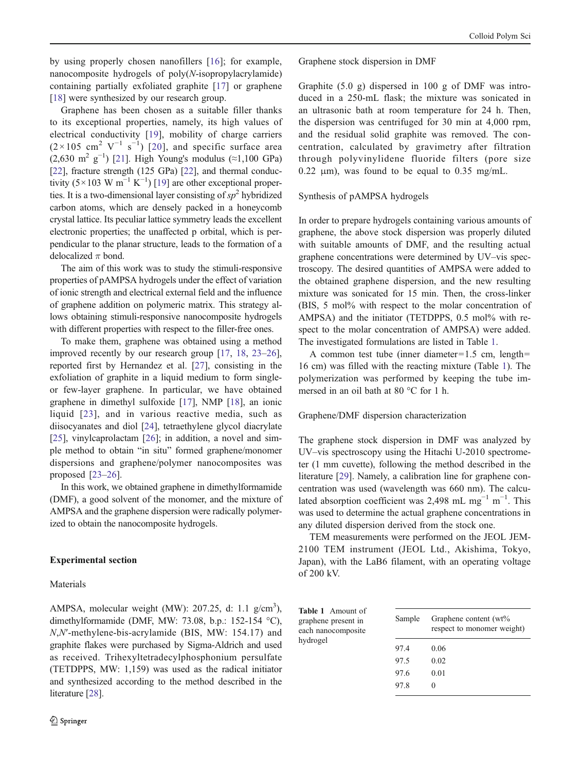by using properly chosen nanofillers [16]; for example, nanocomposite hydrogels of poly(*N*-isopropylacrylamide) containing partially exfoliated graphite [17] or graphene [18] were synthesized by our research group.

Graphene has been chosen as a suitable filler thanks to its exceptional properties, namely, its high values of electrical conductivity [19], mobility of charge carriers ($2 \times 105$ $cm^2$ $V^{-1}$ $s^{-1}$) [20], and specific surface area (2,630 $m^2$ $g^{-1}$) [21]. High Young's modulus (≈1,100 GPa) [22], fracture strength (125 GPa) [22], and thermal conductivity ($5 \times 103$ W $m^{-1}$ $K^{-1}$) [19] are other exceptional properties. It is a two-dimensional layer consisting of $sp^2$ hybridized carbon atoms, which are densely packed in a honeycomb crystal lattice. Its peculiar lattice symmetry leads the excellent electronic properties; the unaffected p orbital, which is perpendicular to the planar structure, leads to the formation of a delocalized $\pi$ bond.

The aim of this work was to study the stimuli-responsive properties of pAMPSA hydrogels under the effect of variation of ionic strength and electrical external field and the influence of graphene addition on polymeric matrix. This strategy allows obtaining stimuli-responsive nanocomposite hydrogels with different properties with respect to the filler-free ones.

To make them, graphene was obtained using a method improved recently by our research group [17, 18, 23–26], reported first by Hernandez et al. [27], consisting in the exfoliation of graphite in a liquid medium to form single- or few-layer graphene. In particular, we have obtained graphene in dimethyl sulfoxide [17], NMP [18], an ionic liquid [23], and in various reactive media, such as diisocyanates and diol [24], tetraethylene glycol diacrylate [25], vinylcaprolactam [26]; in addition, a novel and simple method to obtain "in situ" formed graphene/monomer dispersions and graphene/polymer nanocomposites was proposed [23–26].

In this work, we obtained graphene in dimethylformamide (DMF), a good solvent of the monomer, and the mixture of AMPSA and the graphene dispersion were radically polymerized to obtain the nanocomposite hydrogels.

## Experimental section

### Materials

AMPSA, molecular weight (MW): 207.25, d: 1.1 g/$cm^3$), dimethylformamide (DMF, MW: 73.08, b.p.: 152-154 °C), *N*,*N*′-methylene-bis-acrylamide (BIS, MW: 154.17) and graphite flakes were purchased by Sigma-Aldrich and used as received. Trihexyltetradecylphosphonium persulfate (TETDPPS, MW: 1,159) was used as the radical initiator and synthesized according to the method described in the literature [28].

### Graphene stock dispersion in DMF

Graphite (5.0 g) dispersed in 100 g of DMF was introduced in a 250-mL flask; the mixture was sonicated in an ultrasonic bath at room temperature for 24 h. Then, the dispersion was centrifuged for 30 min at 4,000 rpm, and the residual solid graphite was removed. The concentration, calculated by gravimetry after filtration through polyvinylidene fluoride filters (pore size 0.22 μm), was found to be equal to 0.35 mg/mL.

### Synthesis of pAMPSA hydrogels

In order to prepare hydrogels containing various amounts of graphene, the above stock dispersion was properly diluted with suitable amounts of DMF, and the resulting actual graphene concentrations were determined by UV–vis spectroscopy. The desired quantities of AMPSA were added to the obtained graphene dispersion, and the new resulting mixture was sonicated for 15 min. Then, the cross-linker (BIS, 5 mol% with respect to the molar concentration of AMPSA) and the initiator (TETDPPS, 0.5 mol% with respect to the molar concentration of AMPSA) were added. The investigated formulations are listed in Table 1.

A common test tube (inner diameter=1.5 cm, length=16 cm) was filled with the reacting mixture (Table 1). The polymerization was performed by keeping the tube immersed in an oil bath at 80 °C for 1 h.

### Graphene/DMF dispersion characterization

The graphene stock dispersion in DMF was analyzed by UV–vis spectroscopy using the Hitachi U-2010 spectrometer (1 mm cuvette), following the method described in the literature [29]. Namely, a calibration line for graphene concentration was used (wavelength was 660 nm). The calculated absorption coefficient was 2,498 mL $mg^{-1}$ $m^{-1}$. This was used to determine the actual graphene concentrations in any diluted dispersion derived from the stock one.

TEM measurements were performed on the JEOL JEM-2100 TEM instrument (JEOL Ltd., Akishima, Tokyo, Japan), with the LaB6 filament, with an operating voltage of 200 kV.

**Table 1** Amount of graphene present in each nanocomposite hydrogel

| Sample | Graphene content (wt% respect to monomer weight) |
|---|---|
| 97.4 | 0.06 |
| 97.5 | 0.02 |
| 97.6 | 0.01 |
| 97.8 | 0 |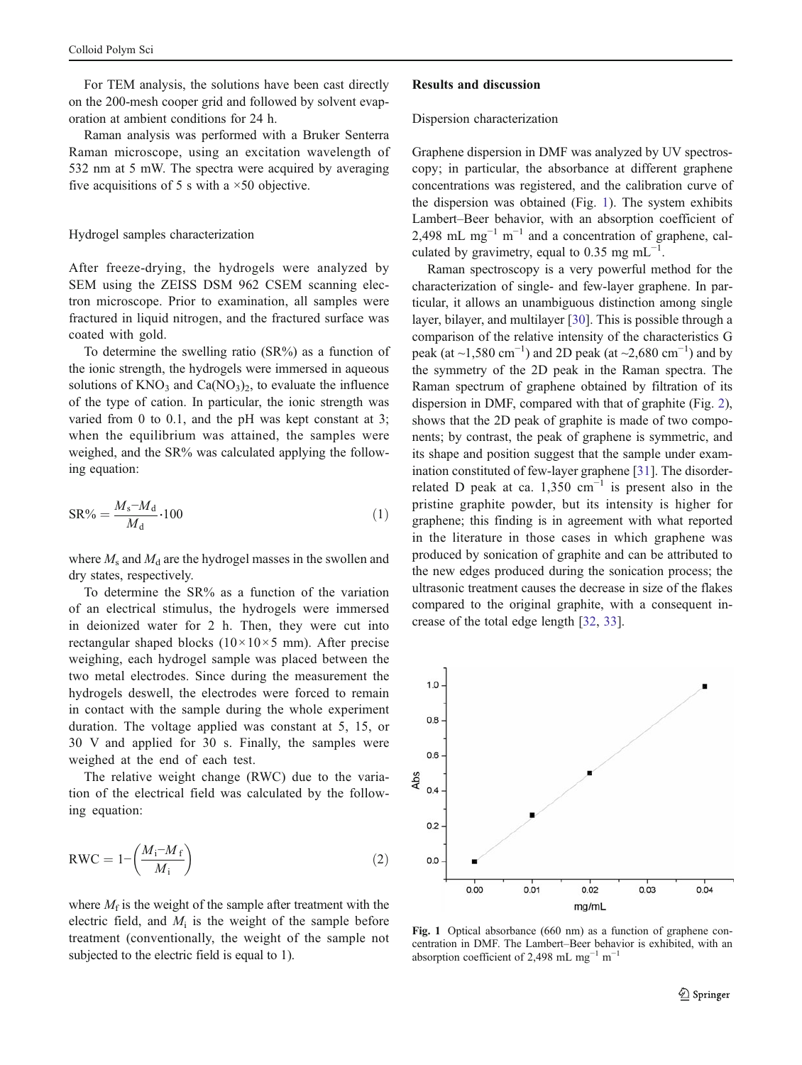For TEM analysis, the solutions have been cast directly on the 200-mesh cooper grid and followed by solvent evaporation at ambient conditions for 24 h.

Raman analysis was performed with a Bruker Senterra Raman microscope, using an excitation wavelength of 532 nm at 5 mW. The spectra were acquired by averaging five acquisitions of 5 s with a ×50 objective.

### Hydrogel samples characterization

After freeze-drying, the hydrogels were analyzed by SEM using the ZEISS DSM 962 CSEM scanning electron microscope. Prior to examination, all samples were fractured in liquid nitrogen, and the fractured surface was coated with gold.

To determine the swelling ratio (SR%) as a function of the ionic strength, the hydrogels were immersed in aqueous solutions of $KNO_3$ and $Ca(NO_3)_2$, to evaluate the influence of the type of cation. In particular, the ionic strength was varied from 0 to 0.1, and the pH was kept constant at 3; when the equilibrium was attained, the samples were weighed, and the SR% was calculated applying the following equation:

$$\mathrm{SR\%} = \frac{M_s - M_d}{M_d} \cdot 100 \tag{1}$$

where $M_s$ and $M_d$ are the hydrogel masses in the swollen and dry states, respectively.

To determine the SR% as a function of the variation of an electrical stimulus, the hydrogels were immersed in deionized water for 2 h. Then, they were cut into rectangular shaped blocks (10×10×5 mm). After precise weighing, each hydrogel sample was placed between the two metal electrodes. Since during the measurement the hydrogels deswell, the electrodes were forced to remain in contact with the sample during the whole experiment duration. The voltage applied was constant at 5, 15, or 30 V and applied for 30 s. Finally, the samples were weighed at the end of each test.

The relative weight change (RWC) due to the variation of the electrical field was calculated by the following equation:

$$\mathrm{RWC} = 1 - \left( \frac{M_i - M_f}{M_i} \right) \tag{2}$$

where $M_f$ is the weight of the sample after treatment with the electric field, and $M_i$ is the weight of the sample before treatment (conventionally, the weight of the sample not subjected to the electric field is equal to 1).

## Results and discussion

### Dispersion characterization

Graphene dispersion in DMF was analyzed by UV spectroscopy; in particular, the absorbance at different graphene concentrations was registered, and the calibration curve of the dispersion was obtained (Fig. 1). The system exhibits Lambert–Beer behavior, with an absorption coefficient of 2,498 mL $mg^{-1}$ $m^{-1}$ and a concentration of graphene, calculated by gravimetry, equal to 0.35 mg $mL^{-1}$.

Raman spectroscopy is a very powerful method for the characterization of single- and few-layer graphene. In particular, it allows an unambiguous distinction among single layer, bilayer, and multilayer [30]. This is possible through a comparison of the relative intensity of the characteristics G peak (at ~1,580 $cm^{-1}$) and 2D peak (at ~2,680 $cm^{-1}$) and by the symmetry of the 2D peak in the Raman spectra. The Raman spectrum of graphene obtained by filtration of its dispersion in DMF, compared with that of graphite (Fig. 2), shows that the 2D peak of graphite is made of two components; by contrast, the peak of graphene is symmetric, and its shape and position suggest that the sample under examination constituted of few-layer graphene [31]. The disorder-related D peak at ca. 1,350 $cm^{-1}$ is present also in the pristine graphite powder, but its intensity is higher for graphene; this finding is in agreement with what reported in the literature in those cases in which graphene was produced by sonication of graphite and can be attributed to the new edges produced during the sonication process; the ultrasonic treatment causes the decrease in size of the flakes compared to the original graphite, with a consequent increase of the total edge length [32, 33].

**Fig. 1** Optical absorbance (660 nm) as a function of graphene concentration in DMF. The Lambert–Beer behavior is exhibited, with an absorption coefficient of 2,498 mL $mg^{-1}$ $m^{-1}$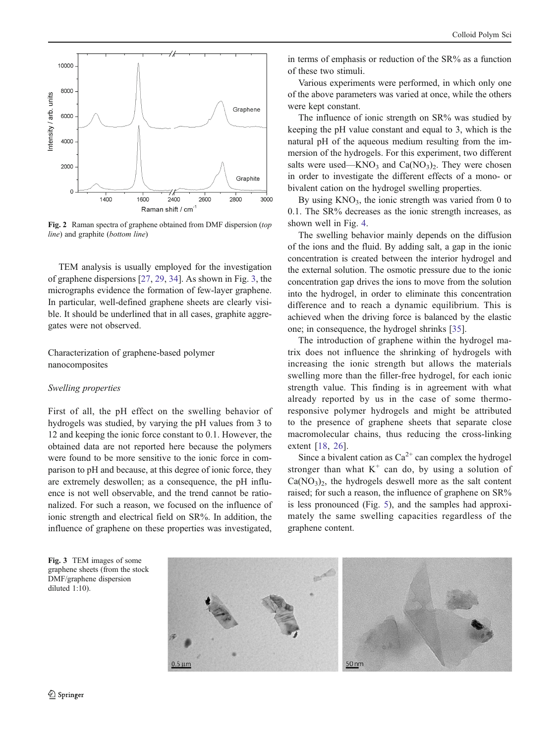Fig. 2 Raman spectra of graphene obtained from DMF dispersion (*top line*) and graphite (*bottom line*)

TEM analysis is usually employed for the investigation of graphene dispersions [27, 29, 34]. As shown in Fig. 3, the micrographs evidence the formation of few-layer graphene. In particular, well-defined graphene sheets are clearly visible. It should be underlined that in all cases, graphite aggregates were not observed.

## Characterization of graphene-based polymer nanocomposites

### *Swelling properties*

First of all, the pH effect on the swelling behavior of hydrogels was studied, by varying the pH values from 3 to 12 and keeping the ionic force constant to 0.1. However, the obtained data are not reported here because the polymers were found to be more sensitive to the ionic force in comparison to pH and because, at this degree of ionic force, they are extremely deswollen; as a consequence, the pH influence is not well observable, and the trend cannot be rationalized. For such a reason, we focused on the influence of ionic strength and electrical field on SR%. In addition, the influence of graphene on these properties was investigated, in terms of emphasis or reduction of the SR% as a function of these two stimuli.

Various experiments were performed, in which only one of the above parameters was varied at once, while the others were kept constant.

The influence of ionic strength on SR% was studied by keeping the pH value constant and equal to 3, which is the natural pH of the aqueous medium resulting from the immersion of the hydrogels. For this experiment, two different salts were used—$KNO_3$ and $Ca(NO_3)_2$. They were chosen in order to investigate the different effects of a mono- or bivalent cation on the hydrogel swelling properties.

By using $KNO_3$, the ionic strength was varied from 0 to 0.1. The SR% decreases as the ionic strength increases, as shown well in Fig. 4.

The swelling behavior mainly depends on the diffusion of the ions and the fluid. By adding salt, a gap in the ionic concentration is created between the interior hydrogel and the external solution. The osmotic pressure due to the ionic concentration gap drives the ions to move from the solution into the hydrogel, in order to eliminate this concentration difference and to reach a dynamic equilibrium. This is achieved when the driving force is balanced by the elastic one; in consequence, the hydrogel shrinks [35].

The introduction of graphene within the hydrogel matrix does not influence the shrinking of hydrogels with increasing the ionic strength but allows the materials swelling more than the filler-free hydrogel, for each ionic strength value. This finding is in agreement with what already reported by us in the case of some thermo-responsive polymer hydrogels and might be attributed to the presence of graphene sheets that separate close macromolecular chains, thus reducing the cross-linking extent [18, 26].

Since a bivalent cation as $Ca^{2+}$ can complex the hydrogel stronger than what $K^{+}$ can do, by using a solution of $Ca(NO_3)_2$, the hydrogels deswell more as the salt content raised; for such a reason, the influence of graphene on SR% is less pronounced (Fig. 5), and the samples had approximately the same swelling capacities regardless of the graphene content.

Fig. 3 TEM images of some graphene sheets (from the stock DMF/graphene dispersion diluted 1:10).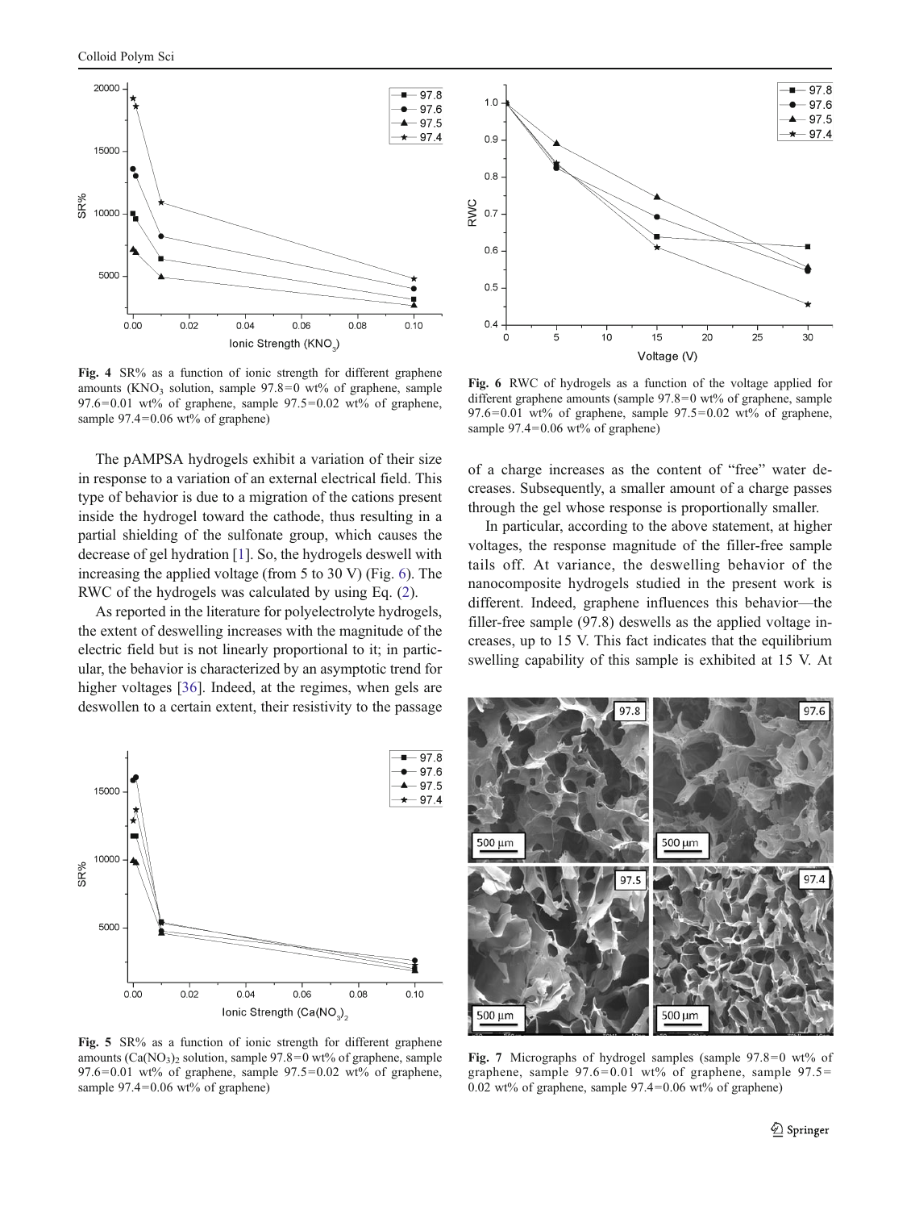Fig. 4 SR% as a function of ionic strength for different graphene amounts ($KNO_3$ solution, sample 97.8 = 0 wt% of graphene, sample 97.6 = 0.01 wt% of graphene, sample 97.5 = 0.02 wt% of graphene, sample 97.4 = 0.06 wt% of graphene)

The pAMPSA hydrogels exhibit a variation of their size in response to a variation of an external electrical field. This type of behavior is due to a migration of the cations present inside the hydrogel toward the cathode, thus resulting in a partial shielding of the sulfonate group, which causes the decrease of gel hydration [1]. So, the hydrogels deswell with increasing the applied voltage (from 5 to 30 V) (Fig. 6). The RWC of the hydrogels was calculated by using Eq. (2).

As reported in the literature for polyelectrolyte hydrogels, the extent of deswelling increases with the magnitude of the electric field but is not linearly proportional to it; in particular, the behavior is characterized by an asymptotic trend for higher voltages [36]. Indeed, at the regimes, when gels are deswollen to a certain extent, their resistivity to the passage of a charge increases as the content of "free" water decreases. Subsequently, a smaller amount of a charge passes through the gel whose response is proportionally smaller.

In particular, according to the above statement, at higher voltages, the response magnitude of the filler-free sample tails off. At variance, the deswelling behavior of the nanocomposite hydrogels studied in the present work is different. Indeed, graphene influences this behavior—the filler-free sample (97.8) deswells as the applied voltage increases, up to 15 V. This fact indicates that the equilibrium swelling capability of this sample is exhibited at 15 V. At

Fig. 5 SR% as a function of ionic strength for different graphene amounts ($Ca(NO_3)_2$ solution, sample 97.8 = 0 wt% of graphene, sample 97.6 = 0.01 wt% of graphene, sample 97.5 = 0.02 wt% of graphene, sample 97.4 = 0.06 wt% of graphene)

Fig. 6 RWC of hydrogels as a function of the voltage applied for different graphene amounts (sample 97.8 = 0 wt% of graphene, sample 97.6 = 0.01 wt% of graphene, sample 97.5 = 0.02 wt% of graphene, sample 97.4 = 0.06 wt% of graphene)

Fig. 7 Micrographs of hydrogel samples (sample 97.8 = 0 wt% of graphene, sample 97.6 = 0.01 wt% of graphene, sample 97.5 = 0.02 wt% of graphene, sample 97.4 = 0.06 wt% of graphene)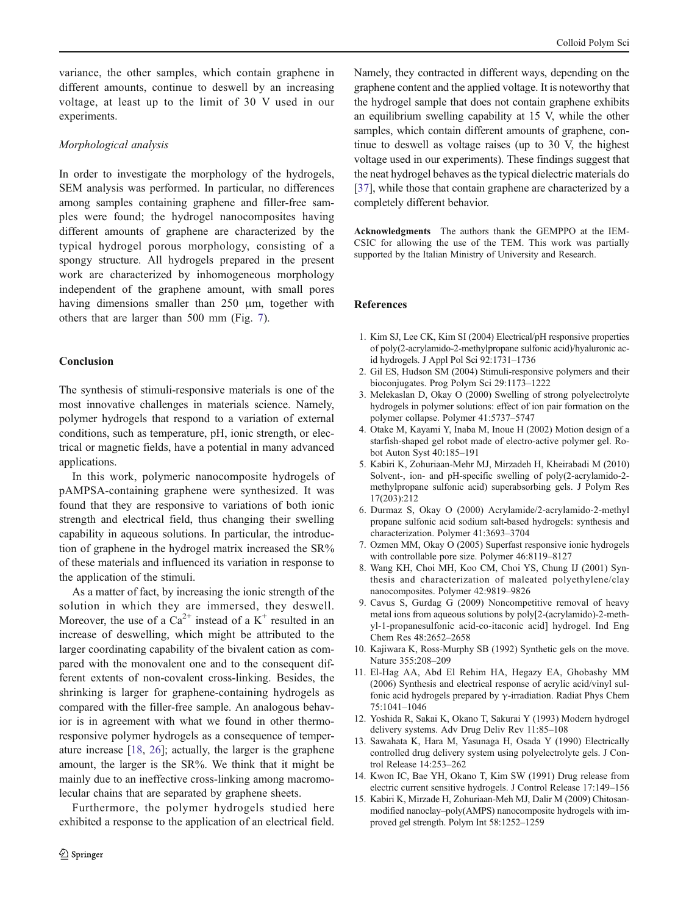variance, the other samples, which contain graphene in different amounts, continue to deswell by an increasing voltage, at least up to the limit of 30 V used in our experiments.

*Morphological analysis*

In order to investigate the morphology of the hydrogels, SEM analysis was performed. In particular, no differences among samples containing graphene and filler-free samples were found; the hydrogel nanocomposites having different amounts of graphene are characterized by the typical hydrogel porous morphology, consisting of a spongy structure. All hydrogels prepared in the present work are characterized by inhomogeneous morphology independent of the graphene amount, with small pores having dimensions smaller than 250 μm, together with others that are larger than 500 mm (Fig. 7).

## Conclusion

The synthesis of stimuli-responsive materials is one of the most innovative challenges in materials science. Namely, polymer hydrogels that respond to a variation of external conditions, such as temperature, pH, ionic strength, or electrical or magnetic fields, have a potential in many advanced applications.

In this work, polymeric nanocomposite hydrogels of pAMPSA-containing graphene were synthesized. It was found that they are responsive to variations of both ionic strength and electrical field, thus changing their swelling capability in aqueous solutions. In particular, the introduction of graphene in the hydrogel matrix increased the SR% of these materials and influenced its variation in response to the application of the stimuli.

As a matter of fact, by increasing the ionic strength of the solution in which they are immersed, they deswell. Moreover, the use of a $Ca^{2+}$ instead of a $K^{+}$ resulted in an increase of deswelling, which might be attributed to the larger coordinating capability of the bivalent cation as compared with the monovalent one and to the consequent different extents of non-covalent cross-linking. Besides, the shrinking is larger for graphene-containing hydrogels as compared with the filler-free sample. An analogous behavior is in agreement with what we found in other thermoresponsive polymer hydrogels as a consequence of temperature increase [18, 26]; actually, the larger is the graphene amount, the larger is the SR%. We think that it might be mainly due to an ineffective cross-linking among macromolecular chains that are separated by graphene sheets.

Furthermore, the polymer hydrogels studied here exhibited a response to the application of an electrical field. Namely, they contracted in different ways, depending on the graphene content and the applied voltage. It is noteworthy that the hydrogel sample that does not contain graphene exhibits an equilibrium swelling capability at 15 V, while the other samples, which contain different amounts of graphene, continue to deswell as voltage raises (up to 30 V, the highest voltage used in our experiments). These findings suggest that the neat hydrogel behaves as the typical dielectric materials do [37], while those that contain graphene are characterized by a completely different behavior.

**Acknowledgments** The authors thank the GEMPPO at the IEM-CSIC for allowing the use of the TEM. This work was partially supported by the Italian Ministry of University and Research.

## References

1. Kim SJ, Lee CK, Kim SI (2004) Electrical/pH responsive properties of poly(2-acrylamido-2-methylpropane sulfonic acid)/hyaluronic acid hydrogels. J Appl Pol Sci 92:1731–1736
2. Gil ES, Hudson SM (2004) Stimuli-responsive polymers and their bioconjugates. Prog Polym Sci 29:1173–1222
3. Melekaslan D, Okay O (2000) Swelling of strong polyelectrolyte hydrogels in polymer solutions: effect of ion pair formation on the polymer collapse. Polymer 41:5737–5747
4. Otake M, Kayami Y, Inaba M, Inoue H (2002) Motion design of a starfish-shaped gel robot made of electro-active polymer gel. Robot Auton Syst 40:185–191
5. Kabiri K, Zohuriaan-Mehr MJ, Mirzadeh H, Kheirabadi M (2010) Solvent-, ion- and pH-specific swelling of poly(2-acrylamido-2-methylpropane sulfonic acid) superabsorbing gels. J Polym Res 17(203):212
6. Durmaz S, Okay O (2000) Acrylamide/2-acrylamido-2-methyl propane sulfonic acid sodium salt-based hydrogels: synthesis and characterization. Polymer 41:3693–3704
7. Ozmen MM, Okay O (2005) Superfast responsive ionic hydrogels with controllable pore size. Polymer 46:8119–8127
8. Wang KH, Choi MH, Koo CM, Choi YS, Chung IJ (2001) Synthesis and characterization of maleated polyethylene/clay nanocomposites. Polymer 42:9819–9826
9. Cavus S, Gurdag G (2009) Noncompetitive removal of heavy metal ions from aqueous solutions by poly[2-(acrylamido)-2-methyl-1-propanesulfonic acid-co-itaconic acid] hydrogel. Ind Eng Chem Res 48:2652–2658
10. Kajiwara K, Ross-Murphy SB (1992) Synthetic gels on the move. Nature 355:208–209
11. El-Hag AA, Abd El Rehim HA, Hegazy EA, Ghobashy MM (2006) Synthesis and electrical response of acrylic acid/vinyl sulfonic acid hydrogels prepared by γ-irradiation. Radiat Phys Chem 75:1041–1046
12. Yoshida R, Sakai K, Okano T, Sakurai Y (1993) Modern hydrogel delivery systems. Adv Drug Deliv Rev 11:85–108
13. Sawahata K, Hara M, Yasunaga H, Osada Y (1990) Electrically controlled drug delivery system using polyelectrolyte gels. J Control Release 14:253–262
14. Kwon IC, Bae YH, Okano T, Kim SW (1991) Drug release from electric current sensitive hydrogels. J Control Release 17:149–156
15. Kabiri K, Mirzade H, Zohuriaan-Meh MJ, Dalir M (2009) Chitosan-modified nanoclay–poly(AMPS) nanocomposite hydrogels with improved gel strength. Polym Int 58:1252–1259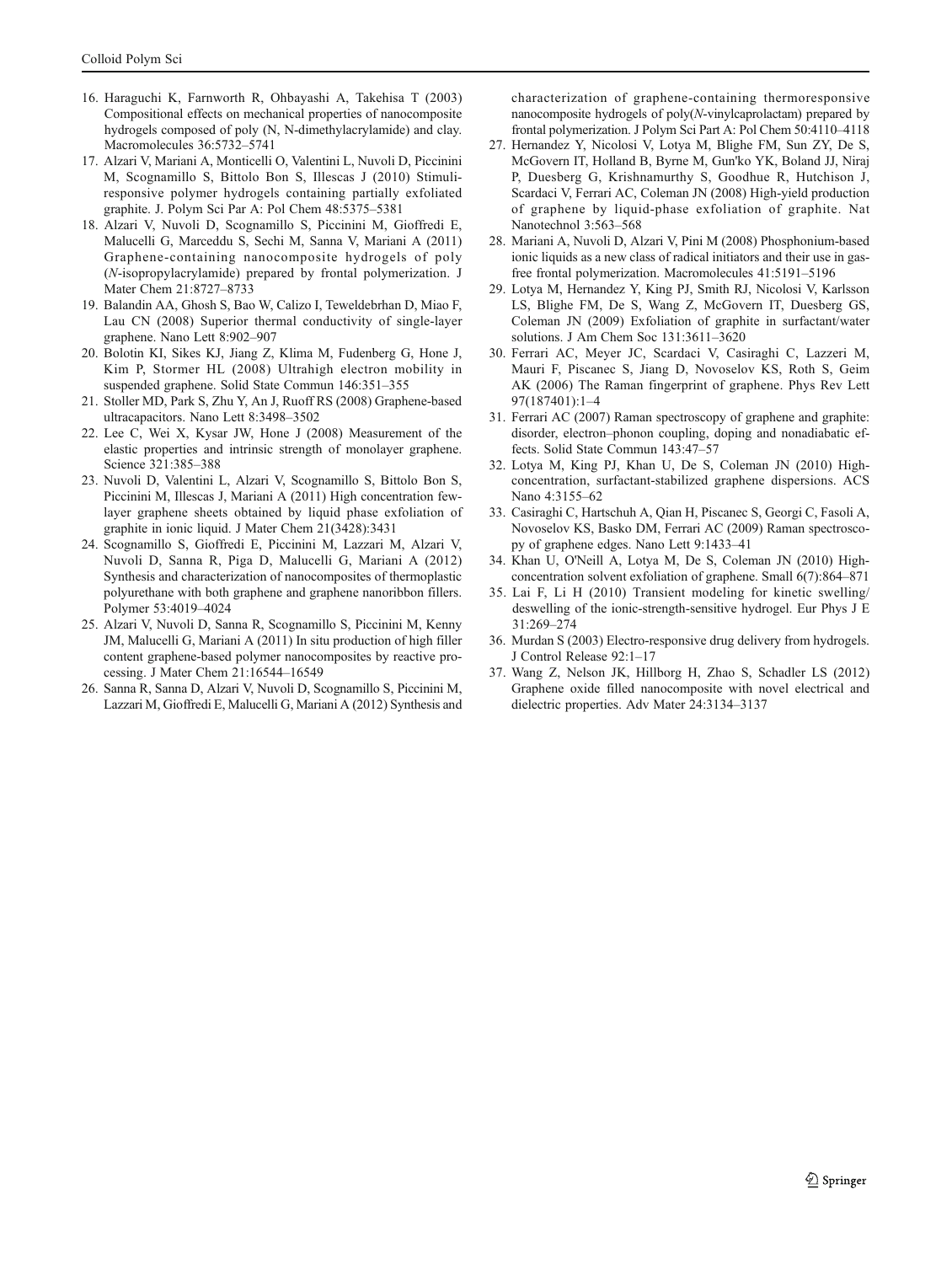16. Haraguchi K, Farnworth R, Ohbayashi A, Takehisa T (2003) Compositional effects on mechanical properties of nanocomposite hydrogels composed of poly (N, N-dimethylacrylamide) and clay. Macromolecules 36:5732–5741
17. Alzari V, Mariani A, Monticelli O, Valentini L, Nuvoli D, Piccinini M, Scognamillo S, Bittolo Bon S, Illescas J (2010) Stimuli-responsive polymer hydrogels containing partially exfoliated graphite. J. Polym Sci Par A: Pol Chem 48:5375–5381
18. Alzari V, Nuvoli D, Scognamillo S, Piccinini M, Gioffredi E, Malucelli G, Marceddu S, Sechi M, Sanna V, Mariani A (2011) Graphene-containing nanocomposite hydrogels of poly (*N*-isopropylacrylamide) prepared by frontal polymerization. J Mater Chem 21:8727–8733
19. Balandin AA, Ghosh S, Bao W, Calizo I, Teweldebrhan D, Miao F, Lau CN (2008) Superior thermal conductivity of single-layer graphene. Nano Lett 8:902–907
20. Bolotin KI, Sikes KJ, Jiang Z, Klima M, Fudenberg G, Hone J, Kim P, Stormer HL (2008) Ultrahigh electron mobility in suspended graphene. Solid State Commun 146:351–355
21. Stoller MD, Park S, Zhu Y, An J, Ruoff RS (2008) Graphene-based ultracapacitors. Nano Lett 8:3498–3502
22. Lee C, Wei X, Kysar JW, Hone J (2008) Measurement of the elastic properties and intrinsic strength of monolayer graphene. Science 321:385–388
23. Nuvoli D, Valentini L, Alzari V, Scognamillo S, Bittolo Bon S, Piccinini M, Illescas J, Mariani A (2011) High concentration few-layer graphene sheets obtained by liquid phase exfoliation of graphite in ionic liquid. J Mater Chem 21(3428):3431
24. Scognamillo S, Gioffredi E, Piccinini M, Lazzari M, Alzari V, Nuvoli D, Sanna R, Piga D, Malucelli G, Mariani A (2012) Synthesis and characterization of nanocomposites of thermoplastic polyurethane with both graphene and graphene nanoribbon fillers. Polymer 53:4019–4024
25. Alzari V, Nuvoli D, Sanna R, Scognamillo S, Piccinini M, Kenny JM, Malucelli G, Mariani A (2011) In situ production of high filler content graphene-based polymer nanocomposites by reactive processing. J Mater Chem 21:16544–16549
26. Sanna R, Sanna D, Alzari V, Nuvoli D, Scognamillo S, Piccinini M, Lazzari M, Gioffredi E, Malucelli G, Mariani A (2012) Synthesis and characterization of graphene-containing thermoresponsive nanocomposite hydrogels of poly(*N*-vinylcaprolactam) prepared by frontal polymerization. J Polym Sci Part A: Pol Chem 50:4110–4118
27. Hernandez Y, Nicolosi V, Lotya M, Blighe FM, Sun ZY, De S, McGovern IT, Holland B, Byrne M, Gun'ko YK, Boland JJ, Niraj P, Duesberg G, Krishnamurthy S, Goodhue R, Hutchison J, Scardaci V, Ferrari AC, Coleman JN (2008) High-yield production of graphene by liquid-phase exfoliation of graphite. Nat Nanotechnol 3:563–568
28. Mariani A, Nuvoli D, Alzari V, Pini M (2008) Phosphonium-based ionic liquids as a new class of radical initiators and their use in gas-free frontal polymerization. Macromolecules 41:5191–5196
29. Lotya M, Hernandez Y, King PJ, Smith RJ, Nicolosi V, Karlsson LS, Blighe FM, De S, Wang Z, McGovern IT, Duesberg GS, Coleman JN (2009) Exfoliation of graphite in surfactant/water solutions. J Am Chem Soc 131:3611–3620
30. Ferrari AC, Meyer JC, Scardaci V, Casiraghi C, Lazzeri M, Mauri F, Piscanec S, Jiang D, Novoselov KS, Roth S, Geim AK (2006) The Raman fingerprint of graphene. Phys Rev Lett 97(187401):1–4
31. Ferrari AC (2007) Raman spectroscopy of graphene and graphite: disorder, electron–phonon coupling, doping and nonadiabatic effects. Solid State Commun 143:47–57
32. Lotya M, King PJ, Khan U, De S, Coleman JN (2010) High-concentration, surfactant-stabilized graphene dispersions. ACS Nano 4:3155–62
33. Casiraghi C, Hartschuh A, Qian H, Piscanec S, Georgi C, Fasoli A, Novoselov KS, Basko DM, Ferrari AC (2009) Raman spectroscopy of graphene edges. Nano Lett 9:1433–41
34. Khan U, O'Neill A, Lotya M, De S, Coleman JN (2010) High-concentration solvent exfoliation of graphene. Small 6(7):864–871
35. Lai F, Li H (2010) Transient modeling for kinetic swelling/deswelling of the ionic-strength-sensitive hydrogel. Eur Phys J E 31:269–274
36. Murdan S (2003) Electro-responsive drug delivery from hydrogels. J Control Release 92:1–17
37. Wang Z, Nelson JK, Hillborg H, Zhao S, Schadler LS (2012) Graphene oxide filled nanocomposite with novel electrical and dielectric properties. Adv Mater 24:3134–3137